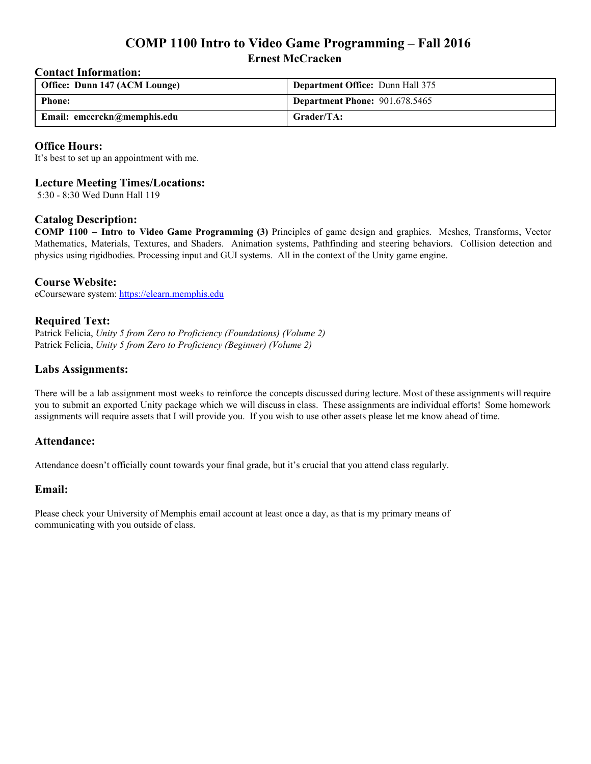# COMP 1100 Intro to Video Game Programming – Fall 2016

## Ernest McCracken

### Contact Information:

| **Office: Dunn 147 (ACM Lounge)** | **Department Office:** Dunn Hall 375 |
| --- | --- |
| **Phone:** | **Department Phone:** 901.678.5465 |
| **Email: emccrckn@memphis.edu** | **Grader/TA:** |

### Office Hours:

It's best to set up an appointment with me.

### Lecture Meeting Times/Locations:

5:30 - 8:30 Wed Dunn Hall 119

### Catalog Description:

**COMP 1100 – Intro to Video Game Programming (3)** Principles of game design and graphics. Meshes, Transforms, Vector Mathematics, Materials, Textures, and Shaders. Animation systems, Pathfinding and steering behaviors. Collision detection and physics using rigidbodies. Processing input and GUI systems. All in the context of the Unity game engine.

### Course Website:

eCourseware system: https://elearn.memphis.edu

### Required Text:

Patrick Felicia, *Unity 5 from Zero to Proficiency (Foundations) (Volume 2)*
Patrick Felicia, *Unity 5 from Zero to Proficiency (Beginner) (Volume 2)*

### Labs Assignments:

There will be a lab assignment most weeks to reinforce the concepts discussed during lecture. Most of these assignments will require you to submit an exported Unity package which we will discuss in class. These assignments are individual efforts! Some homework assignments will require assets that I will provide you. If you wish to use other assets please let me know ahead of time.

### Attendance:

Attendance doesn't officially count towards your final grade, but it's crucial that you attend class regularly.

### Email:

Please check your University of Memphis email account at least once a day, as that is my primary means of communicating with you outside of class.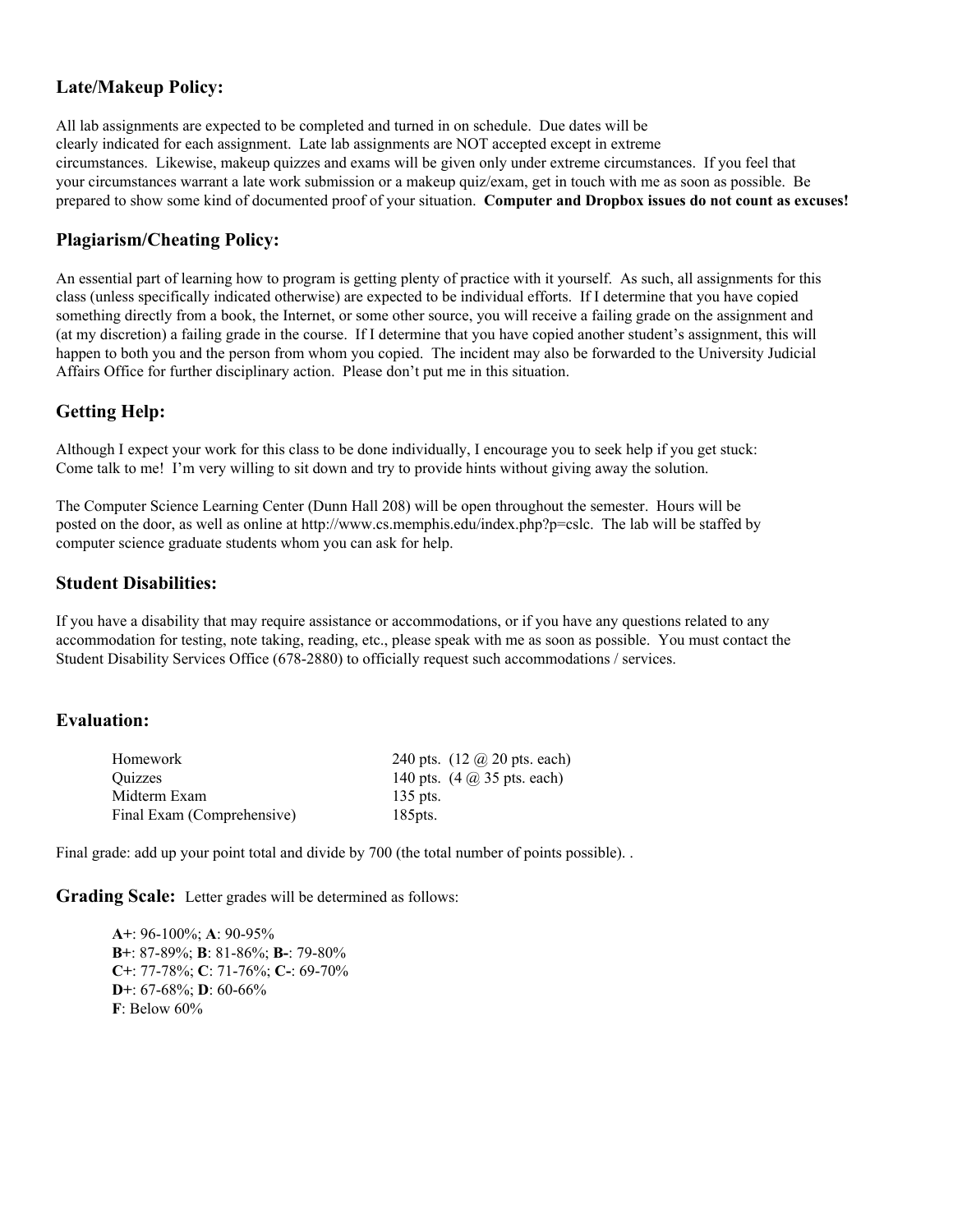## Late/Makeup Policy:

All lab assignments are expected to be completed and turned in on schedule. Due dates will be clearly indicated for each assignment. Late lab assignments are NOT accepted except in extreme circumstances. Likewise, makeup quizzes and exams will be given only under extreme circumstances. If you feel that your circumstances warrant a late work submission or a makeup quiz/exam, get in touch with me as soon as possible. Be prepared to show some kind of documented proof of your situation. **Computer and Dropbox issues do not count as excuses!**

## Plagiarism/Cheating Policy:

An essential part of learning how to program is getting plenty of practice with it yourself. As such, all assignments for this class (unless specifically indicated otherwise) are expected to be individual efforts. If I determine that you have copied something directly from a book, the Internet, or some other source, you will receive a failing grade on the assignment and (at my discretion) a failing grade in the course. If I determine that you have copied another student's assignment, this will happen to both you and the person from whom you copied. The incident may also be forwarded to the University Judicial Affairs Office for further disciplinary action. Please don't put me in this situation.

## Getting Help:

Although I expect your work for this class to be done individually, I encourage you to seek help if you get stuck: Come talk to me! I'm very willing to sit down and try to provide hints without giving away the solution.

The Computer Science Learning Center (Dunn Hall 208) will be open throughout the semester. Hours will be posted on the door, as well as online at http://www.cs.memphis.edu/index.php?p=cslc. The lab will be staffed by computer science graduate students whom you can ask for help.

## Student Disabilities:

If you have a disability that may require assistance or accommodations, or if you have any questions related to any accommodation for testing, note taking, reading, etc., please speak with me as soon as possible. You must contact the Student Disability Services Office (678-2880) to officially request such accommodations / services.

## Evaluation:

| | |
|---|---|
| Homework | 240 pts. (12 @ 20 pts. each) |
| Quizzes | 140 pts. (4 @ 35 pts. each) |
| Midterm Exam | 135 pts. |
| Final Exam (Comprehensive) | 185pts. |

Final grade: add up your point total and divide by 700 (the total number of points possible). .

## Grading Scale:

Letter grades will be determined as follows:

**A+**: 96-100%; **A**: 90-95%
**B+**: 87-89%; **B**: 81-86%; **B-**: 79-80%
**C+**: 77-78%; **C**: 71-76%; **C-**: 69-70%
**D+**: 67-68%; **D**: 60-66%
**F**: Below 60%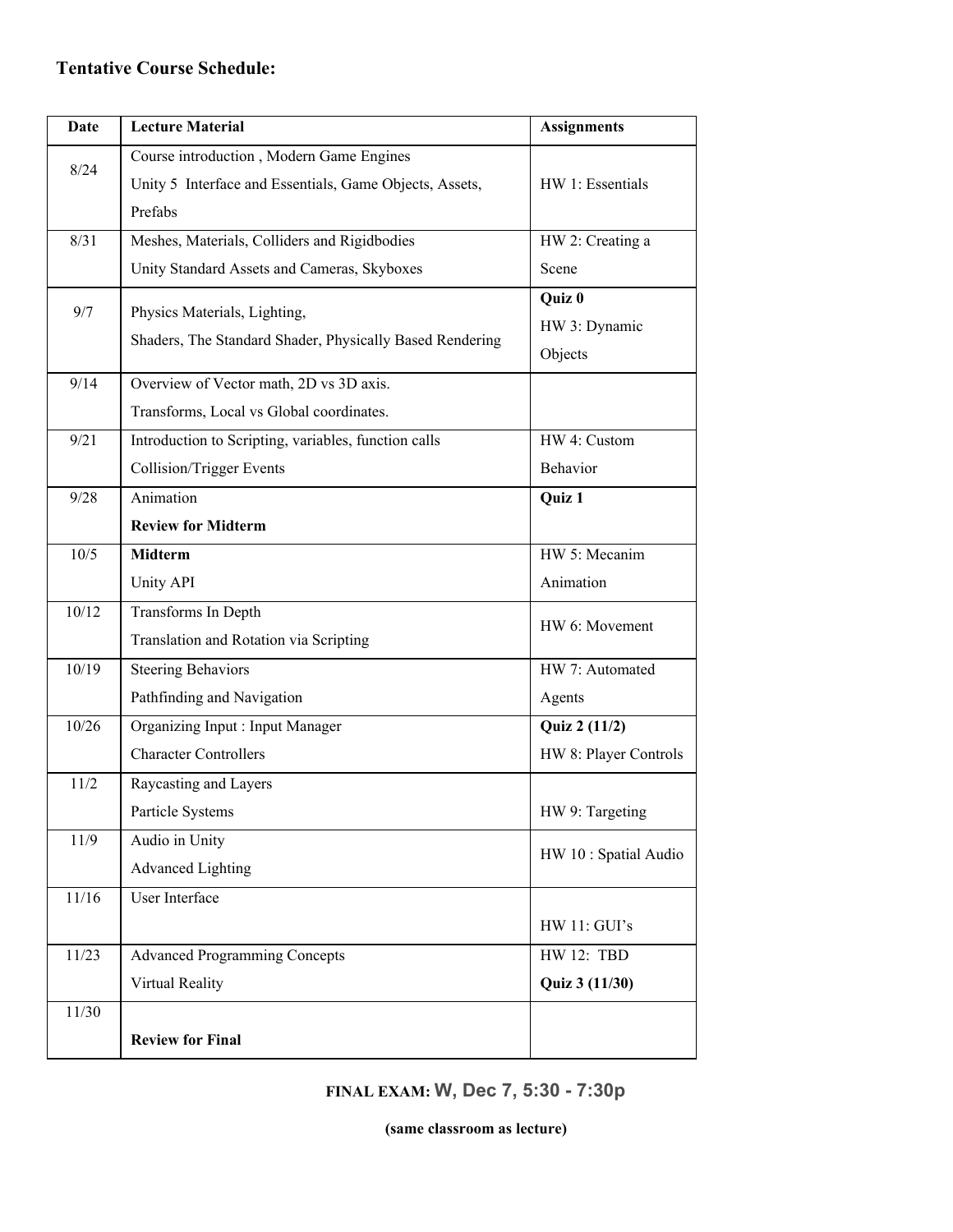**Tentative Course Schedule:**

| Date | Lecture Material | Assignments |
|---|---|---|
| 8/24 | Course introduction , Modern Game Engines<br>Unity 5 Interface and Essentials, Game Objects, Assets, Prefabs | HW 1: Essentials |
| 8/31 | Meshes, Materials, Colliders and Rigidbodies<br>Unity Standard Assets and Cameras, Skyboxes | HW 2: Creating a Scene |
| 9/7 | Physics Materials, Lighting,<br>Shaders, The Standard Shader, Physically Based Rendering | **Quiz 0**<br>HW 3: Dynamic Objects |
| 9/14 | Overview of Vector math, 2D vs 3D axis.<br>Transforms, Local vs Global coordinates. | |
| 9/21 | Introduction to Scripting, variables, function calls<br>Collision/Trigger Events | HW 4: Custom Behavior |
| 9/28 | Animation<br>**Review for Midterm** | **Quiz 1** |
| 10/5 | **Midterm**<br>Unity API | HW 5: Mecanim Animation |
| 10/12 | Transforms In Depth<br>Translation and Rotation via Scripting | HW 6: Movement |
| 10/19 | Steering Behaviors<br>Pathfinding and Navigation | HW 7: Automated Agents |
| 10/26 | Organizing Input : Input Manager<br>Character Controllers | **Quiz 2 (11/2)**<br>HW 8: Player Controls |
| 11/2 | Raycasting and Layers<br>Particle Systems | HW 9: Targeting |
| 11/9 | Audio in Unity<br>Advanced Lighting | HW 10 : Spatial Audio |
| 11/16 | User Interface | HW 11: GUI's |
| 11/23 | Advanced Programming Concepts<br>Virtual Reality | HW 12: TBD<br>**Quiz 3 (11/30)** |
| 11/30 | **Review for Final** | |

**FINAL EXAM: W, Dec 7, 5:30 - 7:30p**

**(same classroom as lecture)**